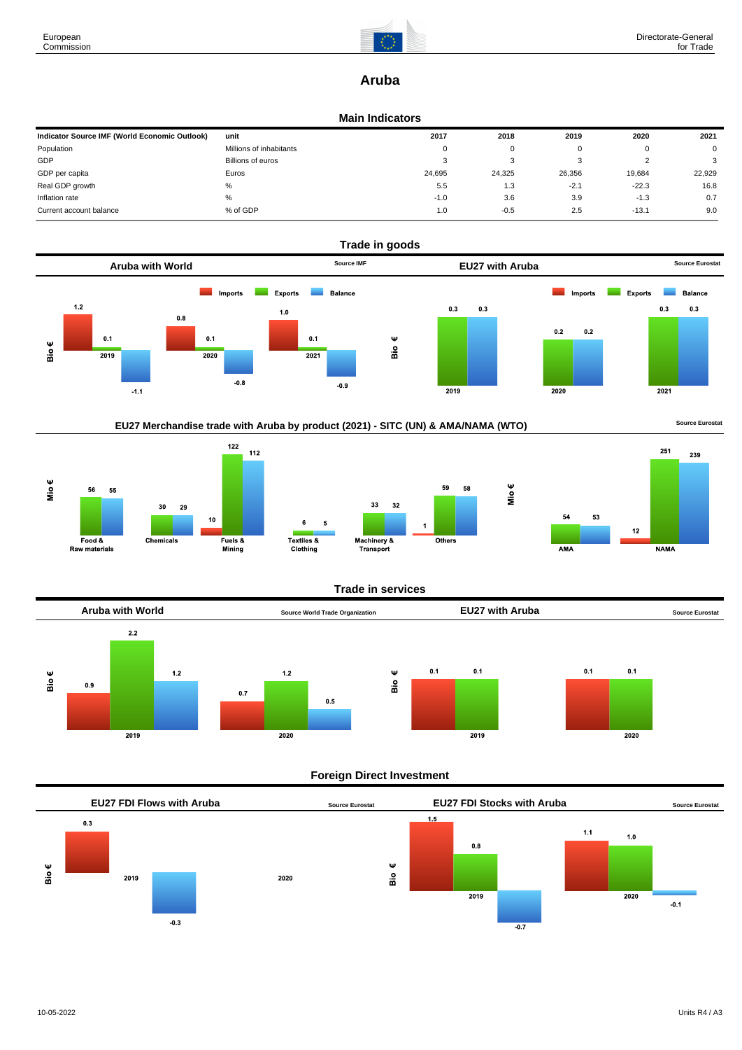# Aruba

## Main Indicators

| Indicator Source IMF (World Economic Outlook) | unit | 2017 | 2018 | 2019 | 2020 | 2021 |
|---|---|---|---|---|---|---|
| Population | Millions of inhabitants | 0 | 0 | 0 | 0 | 0 |
| GDP | Billions of euros | 3 | 3 | 3 | 2 | 3 |
| GDP per capita | Euros | 24,695 | 24,325 | 26,356 | 19,684 | 22,929 |
| Real GDP growth | % | 5.5 | 1.3 | -2.1 | -22.3 | 16.8 |
| Inflation rate | % | -1.0 | 3.6 | 3.9 | -1.3 | 0.7 |
| Current account balance | % of GDP | 1.0 | -0.5 | 2.5 | -13.1 | 9.0 |

## Trade in goods

### Aruba with World

Source IMF

Bio €

| | Imports | Exports | Balance |
|---|---|---|---|
| 2019 | 1.2 | 0.1 | -1.1 |
| 2020 | 0.8 | 0.1 | -0.8 |
| 2021 | 1.0 | 0.1 | -0.9 |

### EU27 with Aruba

Source Eurostat

Bio €

| | Imports | Exports | Balance |
|---|---|---|---|
| 2019 | | 0.3 | 0.3 |
| 2020 | | 0.2 | 0.2 |
| 2021 | | 0.3 | 0.3 |

### EU27 Merchandise trade with Aruba by product (2021) - SITC (UN) & AMA/NAMA (WTO)

Source Eurostat

Mio €

| | Imports | Exports | Balance |
|---|---|---|---|
| Food & Raw materials | | 56 | 55 |
| Chemicals | | 30 | 29 |
| Fuels & Mining | 10 | 122 | 112 |
| Textiles & Clothing | | 6 | 5 |
| Machinery & Transport | | 33 | 32 |
| Others | 1 | 59 | 58 |
| AMA | | 54 | 53 |
| NAMA | 12 | 251 | 239 |

## Trade in services

### Aruba with World

Source World Trade Organization

Bio €

| | Imports | Exports | Balance |
|---|---|---|---|
| 2019 | 0.9 | 2.2 | 1.2 |
| 2020 | 0.7 | 1.2 | 0.5 |

### EU27 with Aruba

Source Eurostat

Bio €

| | Imports | Exports |
|---|---|---|
| 2019 | 0.1 | 0.1 |
| 2020 | 0.1 | 0.1 |

## Foreign Direct Investment

### EU27 FDI Flows with Aruba

Source Eurostat

Bio €

| | Inward | Outward |
|---|---|---|
| 2019 | 0.3 | -0.3 |
| 2020 | | |

### EU27 FDI Stocks with Aruba

Source Eurostat

Bio €

| | Inward | Outward | Balance |
|---|---|---|---|
| 2019 | 1.5 | 0.8 | -0.7 |
| 2020 | 1.1 | 1.0 | -0.1 |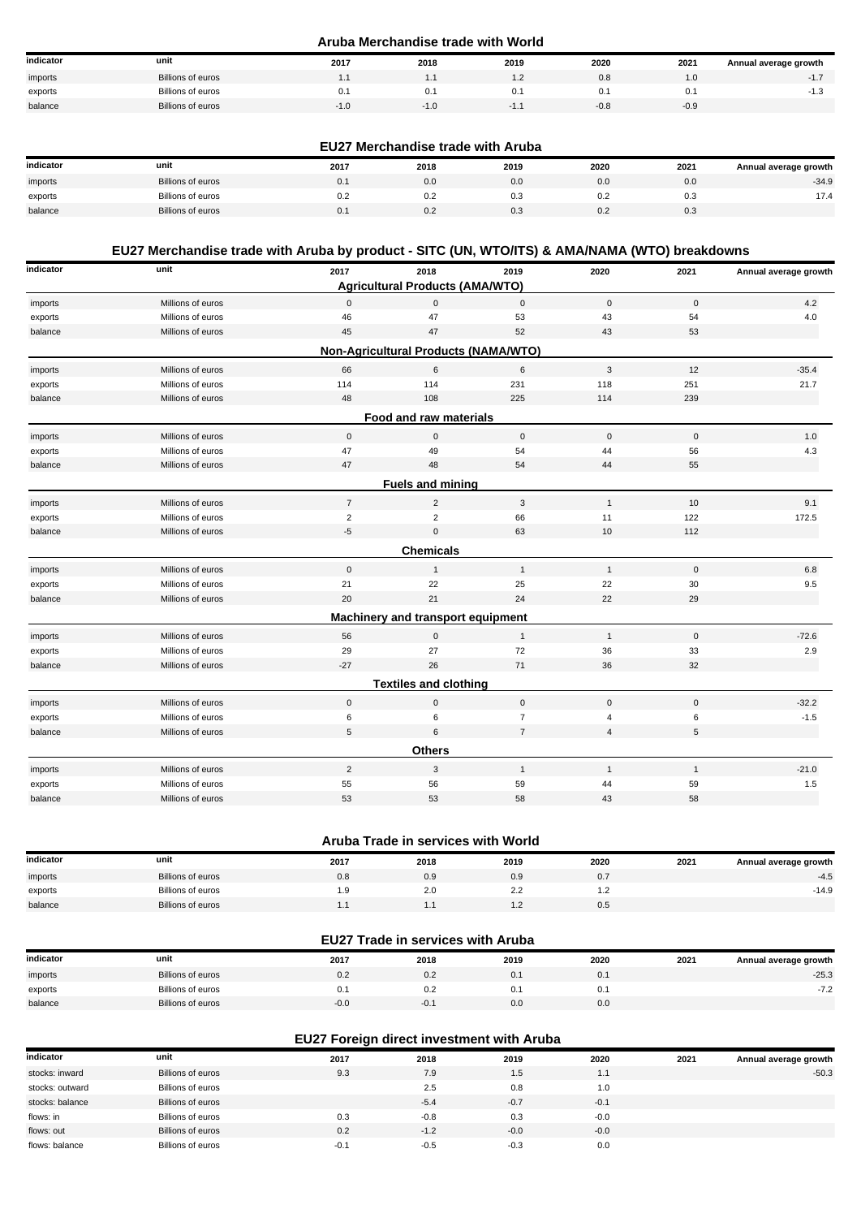## Aruba Merchandise trade with World

| indicator | unit | 2017 | 2018 | 2019 | 2020 | 2021 | Annual average growth |
|---|---|---|---|---|---|---|---|
| imports | Billions of euros | 1.1 | 1.1 | 1.2 | 0.8 | 1.0 | -1.7 |
| exports | Billions of euros | 0.1 | 0.1 | 0.1 | 0.1 | 0.1 | -1.3 |
| balance | Billions of euros | -1.0 | -1.0 | -1.1 | -0.8 | -0.9 | |

## EU27 Merchandise trade with Aruba

| indicator | unit | 2017 | 2018 | 2019 | 2020 | 2021 | Annual average growth |
|---|---|---|---|---|---|---|---|
| imports | Billions of euros | 0.1 | 0.0 | 0.0 | 0.0 | 0.0 | -34.9 |
| exports | Billions of euros | 0.2 | 0.2 | 0.3 | 0.2 | 0.3 | 17.4 |
| balance | Billions of euros | 0.1 | 0.2 | 0.3 | 0.2 | 0.3 | |

## EU27 Merchandise trade with Aruba by product - SITC (UN, WTO/ITS) & AMA/NAMA (WTO) breakdowns

| indicator | unit | 2017 | 2018 | 2019 | 2020 | 2021 | Annual average growth |
|---|---|---|---|---|---|---|---|
| **Agricultural Products (AMA/WTO)** | | | | | | | |
| imports | Millions of euros | 0 | 0 | 0 | 0 | 0 | 4.2 |
| exports | Millions of euros | 46 | 47 | 53 | 43 | 54 | 4.0 |
| balance | Millions of euros | 45 | 47 | 52 | 43 | 53 | |
| **Non-Agricultural Products (NAMA/WTO)** | | | | | | | |
| imports | Millions of euros | 66 | 6 | 6 | 3 | 12 | -35.4 |
| exports | Millions of euros | 114 | 114 | 231 | 118 | 251 | 21.7 |
| balance | Millions of euros | 48 | 108 | 225 | 114 | 239 | |
| **Food and raw materials** | | | | | | | |
| imports | Millions of euros | 0 | 0 | 0 | 0 | 0 | 1.0 |
| exports | Millions of euros | 47 | 49 | 54 | 44 | 56 | 4.3 |
| balance | Millions of euros | 47 | 48 | 54 | 44 | 55 | |
| **Fuels and mining** | | | | | | | |
| imports | Millions of euros | 7 | 2 | 3 | 1 | 10 | 9.1 |
| exports | Millions of euros | 2 | 2 | 66 | 11 | 122 | 172.5 |
| balance | Millions of euros | -5 | 0 | 63 | 10 | 112 | |
| **Chemicals** | | | | | | | |
| imports | Millions of euros | 0 | 1 | 1 | 1 | 0 | 6.8 |
| exports | Millions of euros | 21 | 22 | 25 | 22 | 30 | 9.5 |
| balance | Millions of euros | 20 | 21 | 24 | 22 | 29 | |
| **Machinery and transport equipment** | | | | | | | |
| imports | Millions of euros | 56 | 0 | 1 | 1 | 0 | -72.6 |
| exports | Millions of euros | 29 | 27 | 72 | 36 | 33 | 2.9 |
| balance | Millions of euros | -27 | 26 | 71 | 36 | 32 | |
| **Textiles and clothing** | | | | | | | |
| imports | Millions of euros | 0 | 0 | 0 | 0 | 0 | -32.2 |
| exports | Millions of euros | 6 | 6 | 7 | 4 | 6 | -1.5 |
| balance | Millions of euros | 5 | 6 | 7 | 4 | 5 | |
| **Others** | | | | | | | |
| imports | Millions of euros | 2 | 3 | 1 | 1 | 1 | -21.0 |
| exports | Millions of euros | 55 | 56 | 59 | 44 | 59 | 1.5 |
| balance | Millions of euros | 53 | 53 | 58 | 43 | 58 | |

## Aruba Trade in services with World

| indicator | unit | 2017 | 2018 | 2019 | 2020 | 2021 | Annual average growth |
|---|---|---|---|---|---|---|---|
| imports | Billions of euros | 0.8 | 0.9 | 0.9 | 0.7 | | -4.5 |
| exports | Billions of euros | 1.9 | 2.0 | 2.2 | 1.2 | | -14.9 |
| balance | Billions of euros | 1.1 | 1.1 | 1.2 | 0.5 | | |

## EU27 Trade in services with Aruba

| indicator | unit | 2017 | 2018 | 2019 | 2020 | 2021 | Annual average growth |
|---|---|---|---|---|---|---|---|
| imports | Billions of euros | 0.2 | 0.2 | 0.1 | 0.1 | | -25.3 |
| exports | Billions of euros | 0.1 | 0.2 | 0.1 | 0.1 | | -7.2 |
| balance | Billions of euros | -0.0 | -0.1 | 0.0 | 0.0 | | |

## EU27 Foreign direct investment with Aruba

| indicator | unit | 2017 | 2018 | 2019 | 2020 | 2021 | Annual average growth |
|---|---|---|---|---|---|---|---|
| stocks: inward | Billions of euros | 9.3 | 7.9 | 1.5 | 1.1 | | -50.3 |
| stocks: outward | Billions of euros | | 2.5 | 0.8 | 1.0 | | |
| stocks: balance | Billions of euros | | -5.4 | -0.7 | -0.1 | | |
| flows: in | Billions of euros | 0.3 | -0.8 | 0.3 | -0.0 | | |
| flows: out | Billions of euros | 0.2 | -1.2 | -0.0 | -0.0 | | |
| flows: balance | Billions of euros | -0.1 | -0.5 | -0.3 | 0.0 | | |